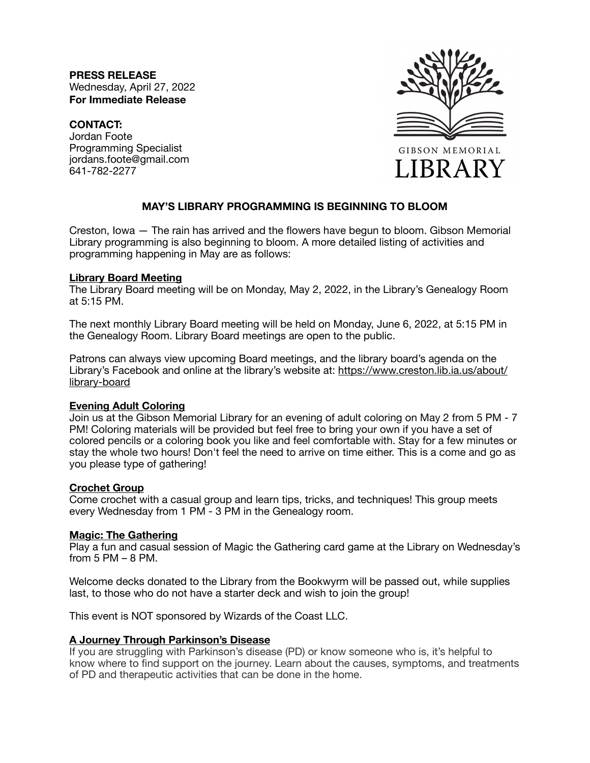**PRESS RELEASE**
Wednesday, April 27, 2022
**For Immediate Release**

**CONTACT:**
Jordan Foote
Programming Specialist
jordans.foote@gmail.com
641-782-2277

GIBSON MEMORIAL
LIBRARY

# MAY'S LIBRARY PROGRAMMING IS BEGINNING TO BLOOM

Creston, Iowa — The rain has arrived and the flowers have begun to bloom. Gibson Memorial Library programming is also beginning to bloom. A more detailed listing of activities and programming happening in May are as follows:

## Library Board Meeting

The Library Board meeting will be on Monday, May 2, 2022, in the Library's Genealogy Room at 5:15 PM.

The next monthly Library Board meeting will be held on Monday, June 6, 2022, at 5:15 PM in the Genealogy Room. Library Board meetings are open to the public.

Patrons can always view upcoming Board meetings, and the library board's agenda on the Library's Facebook and online at the library's website at: https://www.creston.lib.ia.us/about/library-board

## Evening Adult Coloring

Join us at the Gibson Memorial Library for an evening of adult coloring on May 2 from 5 PM - 7 PM! Coloring materials will be provided but feel free to bring your own if you have a set of colored pencils or a coloring book you like and feel comfortable with. Stay for a few minutes or stay the whole two hours! Don't feel the need to arrive on time either. This is a come and go as you please type of gathering!

## Crochet Group

Come crochet with a casual group and learn tips, tricks, and techniques! This group meets every Wednesday from 1 PM - 3 PM in the Genealogy room.

## Magic: The Gathering

Play a fun and casual session of Magic the Gathering card game at the Library on Wednesday's from 5 PM – 8 PM.

Welcome decks donated to the Library from the Bookwyrm will be passed out, while supplies last, to those who do not have a starter deck and wish to join the group!

This event is NOT sponsored by Wizards of the Coast LLC.

## A Journey Through Parkinson's Disease

If you are struggling with Parkinson's disease (PD) or know someone who is, it's helpful to know where to find support on the journey. Learn about the causes, symptoms, and treatments of PD and therapeutic activities that can be done in the home.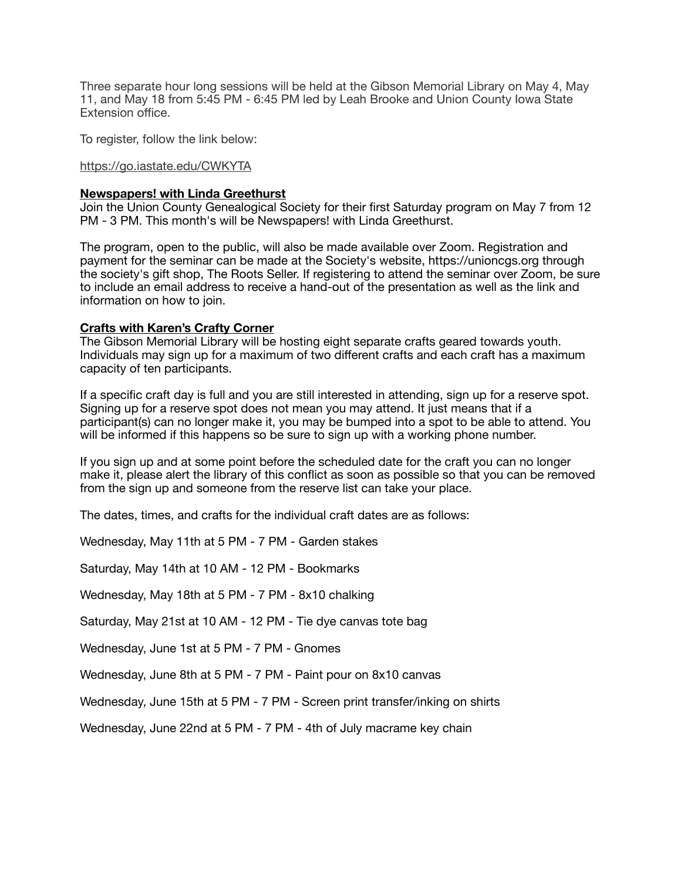Three separate hour long sessions will be held at the Gibson Memorial Library on May 4, May 11, and May 18 from 5:45 PM - 6:45 PM led by Leah Brooke and Union County Iowa State Extension office.

To register, follow the link below:

https://go.iastate.edu/CWKYTA

**Newspapers! with Linda Greethurst**

Join the Union County Genealogical Society for their first Saturday program on May 7 from 12 PM - 3 PM. This month's will be Newspapers! with Linda Greethurst.

The program, open to the public, will also be made available over Zoom. Registration and payment for the seminar can be made at the Society's website, https://unioncgs.org through the society's gift shop, The Roots Seller. If registering to attend the seminar over Zoom, be sure to include an email address to receive a hand-out of the presentation as well as the link and information on how to join.

**Crafts with Karen's Crafty Corner**

The Gibson Memorial Library will be hosting eight separate crafts geared towards youth. Individuals may sign up for a maximum of two different crafts and each craft has a maximum capacity of ten participants.

If a specific craft day is full and you are still interested in attending, sign up for a reserve spot. Signing up for a reserve spot does not mean you may attend. It just means that if a participant(s) can no longer make it, you may be bumped into a spot to be able to attend. You will be informed if this happens so be sure to sign up with a working phone number.

If you sign up and at some point before the scheduled date for the craft you can no longer make it, please alert the library of this conflict as soon as possible so that you can be removed from the sign up and someone from the reserve list can take your place.

The dates, times, and crafts for the individual craft dates are as follows:

Wednesday, May 11th at 5 PM - 7 PM - Garden stakes

Saturday, May 14th at 10 AM - 12 PM - Bookmarks

Wednesday, May 18th at 5 PM - 7 PM - 8x10 chalking

Saturday, May 21st at 10 AM - 12 PM - Tie dye canvas tote bag

Wednesday, June 1st at 5 PM - 7 PM - Gnomes

Wednesday, June 8th at 5 PM - 7 PM - Paint pour on 8x10 canvas

Wednesday, June 15th at 5 PM - 7 PM - Screen print transfer/inking on shirts

Wednesday, June 22nd at 5 PM - 7 PM - 4th of July macrame key chain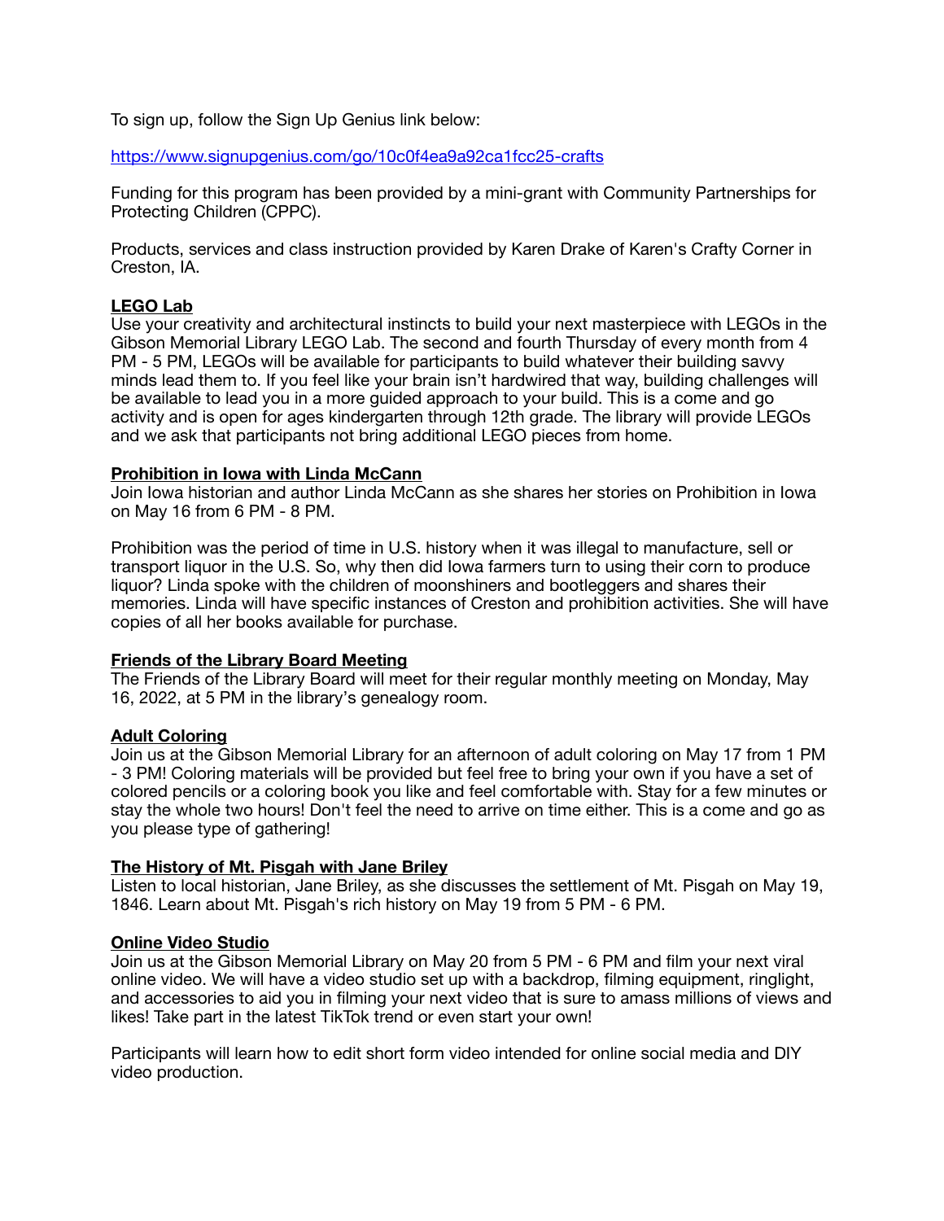To sign up, follow the Sign Up Genius link below:

https://www.signupgenius.com/go/10c0f4ea9a92ca1fcc25-crafts

Funding for this program has been provided by a mini-grant with Community Partnerships for Protecting Children (CPPC).

Products, services and class instruction provided by Karen Drake of Karen's Crafty Corner in Creston, IA.

**LEGO Lab**

Use your creativity and architectural instincts to build your next masterpiece with LEGOs in the Gibson Memorial Library LEGO Lab. The second and fourth Thursday of every month from 4 PM - 5 PM, LEGOs will be available for participants to build whatever their building savvy minds lead them to. If you feel like your brain isn't hardwired that way, building challenges will be available to lead you in a more guided approach to your build. This is a come and go activity and is open for ages kindergarten through 12th grade. The library will provide LEGOs and we ask that participants not bring additional LEGO pieces from home.

**Prohibition in Iowa with Linda McCann**

Join Iowa historian and author Linda McCann as she shares her stories on Prohibition in Iowa on May 16 from 6 PM - 8 PM.

Prohibition was the period of time in U.S. history when it was illegal to manufacture, sell or transport liquor in the U.S. So, why then did Iowa farmers turn to using their corn to produce liquor? Linda spoke with the children of moonshiners and bootleggers and shares their memories. Linda will have specific instances of Creston and prohibition activities. She will have copies of all her books available for purchase.

**Friends of the Library Board Meeting**

The Friends of the Library Board will meet for their regular monthly meeting on Monday, May 16, 2022, at 5 PM in the library's genealogy room.

**Adult Coloring**

Join us at the Gibson Memorial Library for an afternoon of adult coloring on May 17 from 1 PM - 3 PM! Coloring materials will be provided but feel free to bring your own if you have a set of colored pencils or a coloring book you like and feel comfortable with. Stay for a few minutes or stay the whole two hours! Don't feel the need to arrive on time either. This is a come and go as you please type of gathering!

**The History of Mt. Pisgah with Jane Briley**

Listen to local historian, Jane Briley, as she discusses the settlement of Mt. Pisgah on May 19, 1846. Learn about Mt. Pisgah's rich history on May 19 from 5 PM - 6 PM.

**Online Video Studio**

Join us at the Gibson Memorial Library on May 20 from 5 PM - 6 PM and film your next viral online video. We will have a video studio set up with a backdrop, filming equipment, ringlight, and accessories to aid you in filming your next video that is sure to amass millions of views and likes! Take part in the latest TikTok trend or even start your own!

Participants will learn how to edit short form video intended for online social media and DIY video production.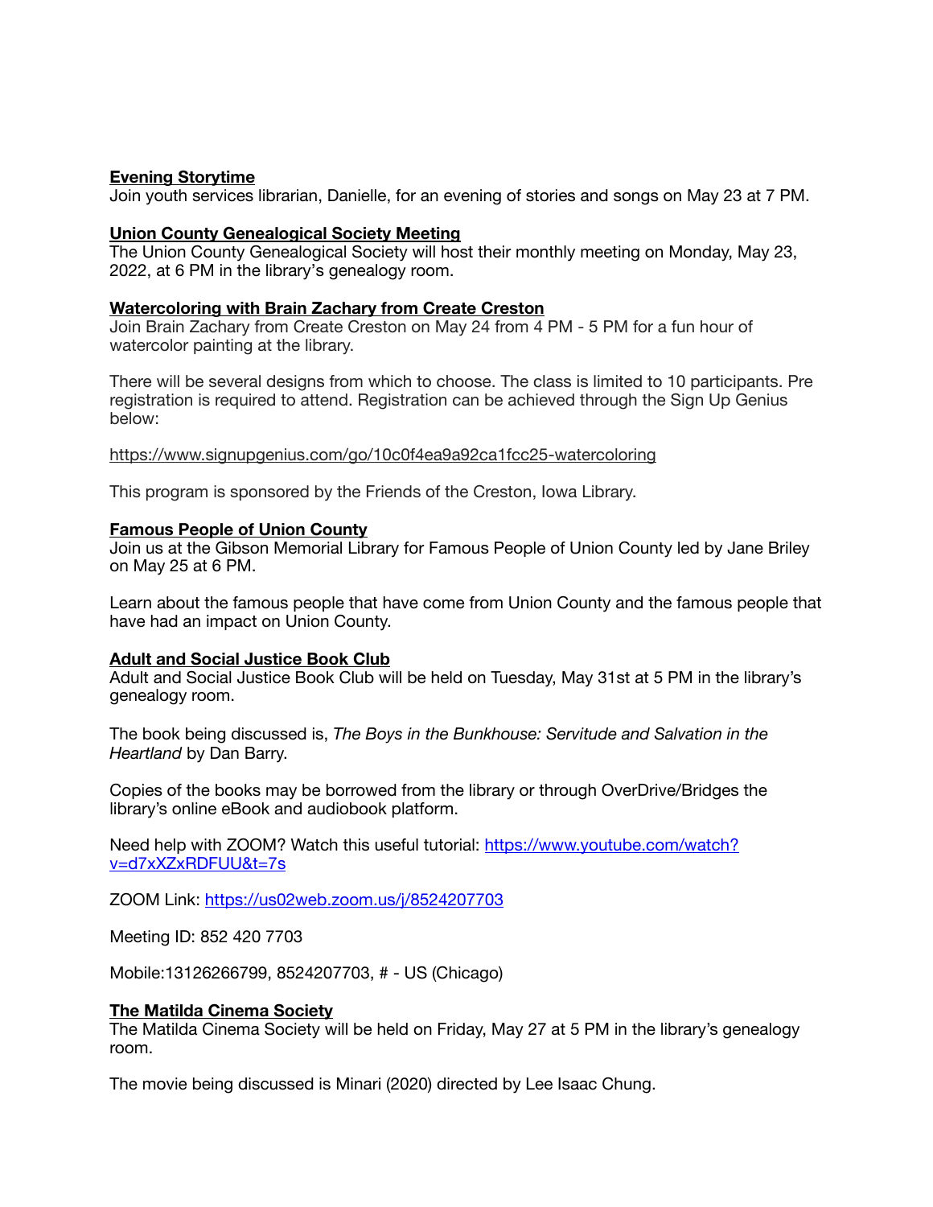**Evening Storytime**
Join youth services librarian, Danielle, for an evening of stories and songs on May 23 at 7 PM.

**Union County Genealogical Society Meeting**
The Union County Genealogical Society will host their monthly meeting on Monday, May 23, 2022, at 6 PM in the library's genealogy room.

**Watercoloring with Brain Zachary from Create Creston**
Join Brain Zachary from Create Creston on May 24 from 4 PM - 5 PM for a fun hour of watercolor painting at the library.

There will be several designs from which to choose. The class is limited to 10 participants. Pre registration is required to attend. Registration can be achieved through the Sign Up Genius below:

https://www.signupgenius.com/go/10c0f4ea9a92ca1fcc25-watercoloring

This program is sponsored by the Friends of the Creston, Iowa Library.

**Famous People of Union County**
Join us at the Gibson Memorial Library for Famous People of Union County led by Jane Briley on May 25 at 6 PM.

Learn about the famous people that have come from Union County and the famous people that have had an impact on Union County.

**Adult and Social Justice Book Club**
Adult and Social Justice Book Club will be held on Tuesday, May 31st at 5 PM in the library's genealogy room.

The book being discussed is, *The Boys in the Bunkhouse: Servitude and Salvation in the Heartland* by Dan Barry.

Copies of the books may be borrowed from the library or through OverDrive/Bridges the library's online eBook and audiobook platform.

Need help with ZOOM? Watch this useful tutorial: https://www.youtube.com/watch?v=d7xXZxRDFUU&t=7s

ZOOM Link: https://us02web.zoom.us/j/8524207703

Meeting ID: 852 420 7703

Mobile:13126266799, 8524207703, # - US (Chicago)

**The Matilda Cinema Society**
The Matilda Cinema Society will be held on Friday, May 27 at 5 PM in the library's genealogy room.

The movie being discussed is Minari (2020) directed by Lee Isaac Chung.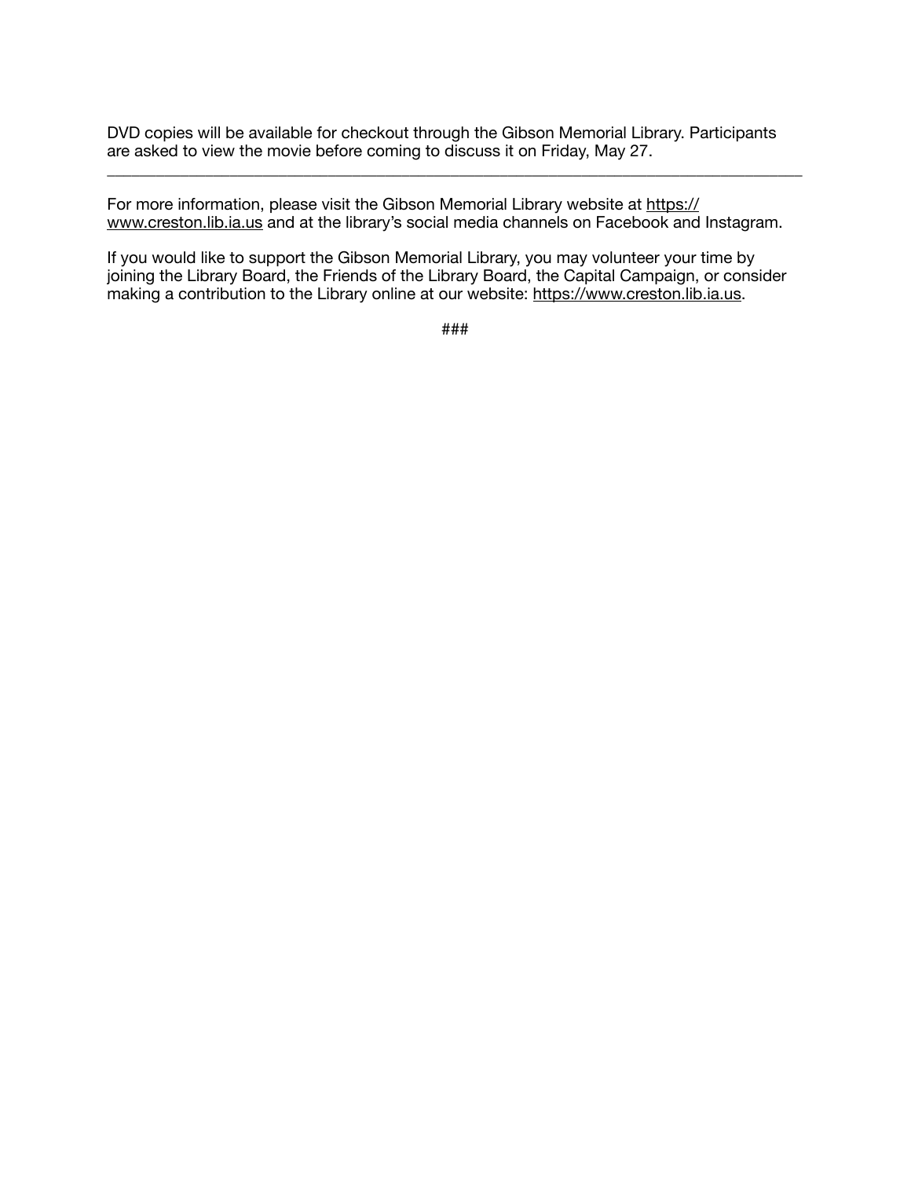DVD copies will be available for checkout through the Gibson Memorial Library. Participants are asked to view the movie before coming to discuss it on Friday, May 27.

---

For more information, please visit the Gibson Memorial Library website at https://www.creston.lib.ia.us and at the library's social media channels on Facebook and Instagram.

If you would like to support the Gibson Memorial Library, you may volunteer your time by joining the Library Board, the Friends of the Library Board, the Capital Campaign, or consider making a contribution to the Library online at our website: https://www.creston.lib.ia.us.

###